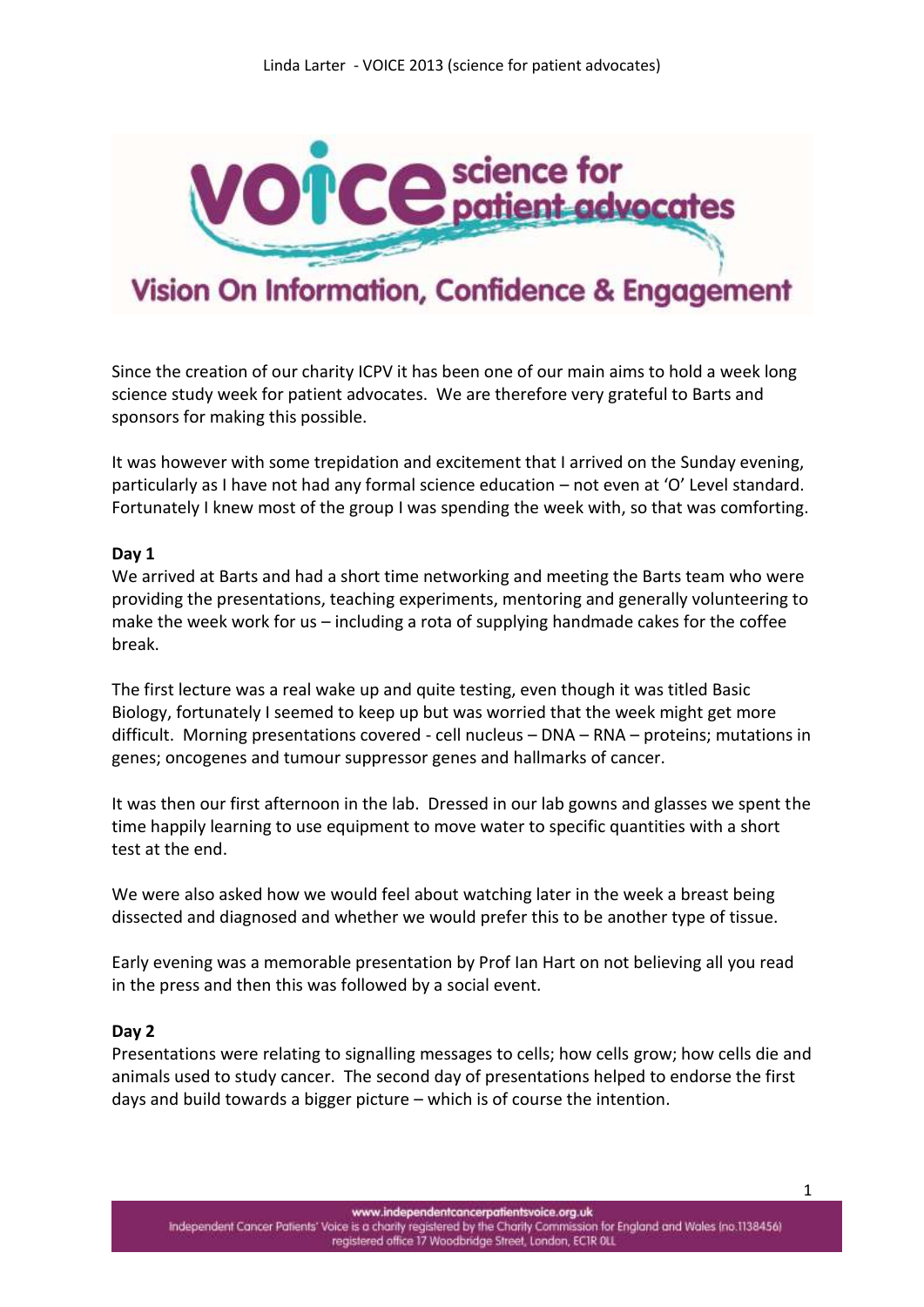Since the creation of our charity ICPV it has been one of our main aims to hold a week long science study week for patient advocates. We are therefore very grateful to Barts and sponsors for making this possible.

It was however with some trepidation and excitement that I arrived on the Sunday evening, particularly as I have not had any formal science education – not even at 'O' Level standard. Fortunately I knew most of the group I was spending the week with, so that was comforting.

**Day 1**

We arrived at Barts and had a short time networking and meeting the Barts team who were providing the presentations, teaching experiments, mentoring and generally volunteering to make the week work for us – including a rota of supplying handmade cakes for the coffee break.

The first lecture was a real wake up and quite testing, even though it was titled Basic Biology, fortunately I seemed to keep up but was worried that the week might get more difficult. Morning presentations covered - cell nucleus – DNA – RNA – proteins; mutations in genes; oncogenes and tumour suppressor genes and hallmarks of cancer.

It was then our first afternoon in the lab. Dressed in our lab gowns and glasses we spent the time happily learning to use equipment to move water to specific quantities with a short test at the end.

We were also asked how we would feel about watching later in the week a breast being dissected and diagnosed and whether we would prefer this to be another type of tissue.

Early evening was a memorable presentation by Prof Ian Hart on not believing all you read in the press and then this was followed by a social event.

**Day 2**

Presentations were relating to signalling messages to cells; how cells grow; how cells die and animals used to study cancer. The second day of presentations helped to endorse the first days and build towards a bigger picture – which is of course the intention.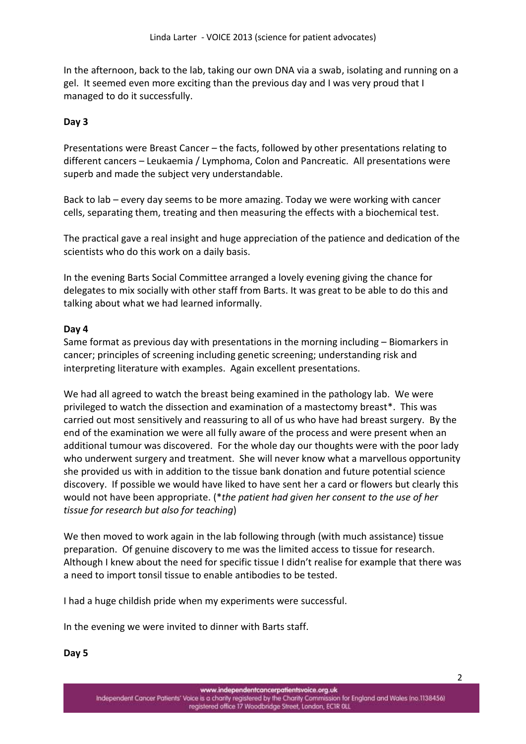In the afternoon, back to the lab, taking our own DNA via a swab, isolating and running on a gel. It seemed even more exciting than the previous day and I was very proud that I managed to do it successfully.

**Day 3**

Presentations were Breast Cancer – the facts, followed by other presentations relating to different cancers – Leukaemia / Lymphoma, Colon and Pancreatic. All presentations were superb and made the subject very understandable.

Back to lab – every day seems to be more amazing. Today we were working with cancer cells, separating them, treating and then measuring the effects with a biochemical test.

The practical gave a real insight and huge appreciation of the patience and dedication of the scientists who do this work on a daily basis.

In the evening Barts Social Committee arranged a lovely evening giving the chance for delegates to mix socially with other staff from Barts. It was great to be able to do this and talking about what we had learned informally.

**Day 4**

Same format as previous day with presentations in the morning including – Biomarkers in cancer; principles of screening including genetic screening; understanding risk and interpreting literature with examples. Again excellent presentations.

We had all agreed to watch the breast being examined in the pathology lab. We were privileged to watch the dissection and examination of a mastectomy breast*. This was carried out most sensitively and reassuring to all of us who have had breast surgery. By the end of the examination we were all fully aware of the process and were present when an additional tumour was discovered. For the whole day our thoughts were with the poor lady who underwent surgery and treatment. She will never know what a marvellous opportunity she provided us with in addition to the tissue bank donation and future potential science discovery. If possible we would have liked to have sent her a card or flowers but clearly this would not have been appropriate. (**the patient had given her consent to the use of her tissue for research but also for teaching*)

We then moved to work again in the lab following through (with much assistance) tissue preparation. Of genuine discovery to me was the limited access to tissue for research. Although I knew about the need for specific tissue I didn't realise for example that there was a need to import tonsil tissue to enable antibodies to be tested.

I had a huge childish pride when my experiments were successful.

In the evening we were invited to dinner with Barts staff.

**Day 5**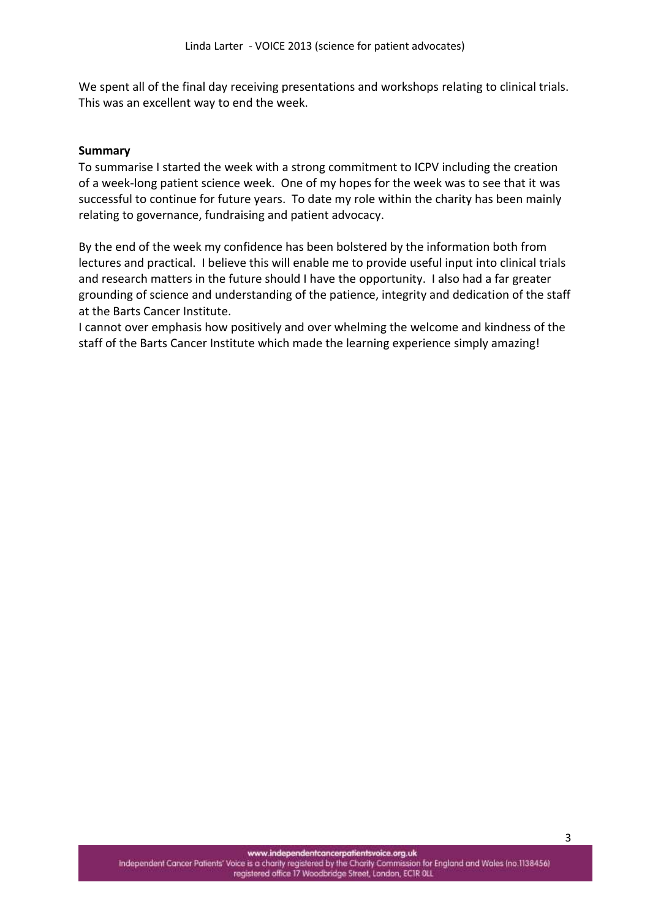We spent all of the final day receiving presentations and workshops relating to clinical trials. This was an excellent way to end the week.

**Summary**

To summarise I started the week with a strong commitment to ICPV including the creation of a week-long patient science week. One of my hopes for the week was to see that it was successful to continue for future years. To date my role within the charity has been mainly relating to governance, fundraising and patient advocacy.

By the end of the week my confidence has been bolstered by the information both from lectures and practical. I believe this will enable me to provide useful input into clinical trials and research matters in the future should I have the opportunity. I also had a far greater grounding of science and understanding of the patience, integrity and dedication of the staff at the Barts Cancer Institute.

I cannot over emphasis how positively and over whelming the welcome and kindness of the staff of the Barts Cancer Institute which made the learning experience simply amazing!